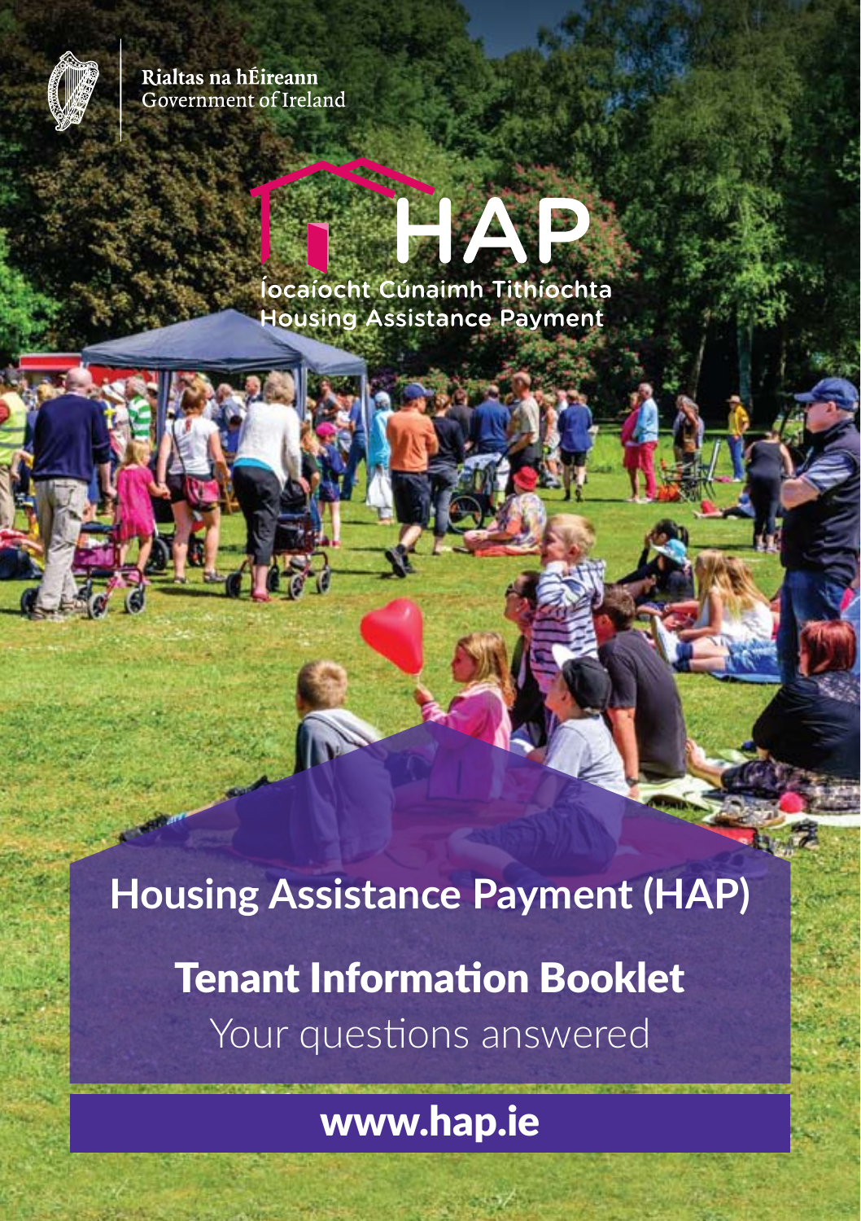Rialtas na hÉireann
Government of Ireland

HAP
Íocaíocht Cúnaimh Tithíochta
Housing Assistance Payment

# Housing Assistance Payment (HAP)

## Tenant Information Booklet

Your questions answered

www.hap.ie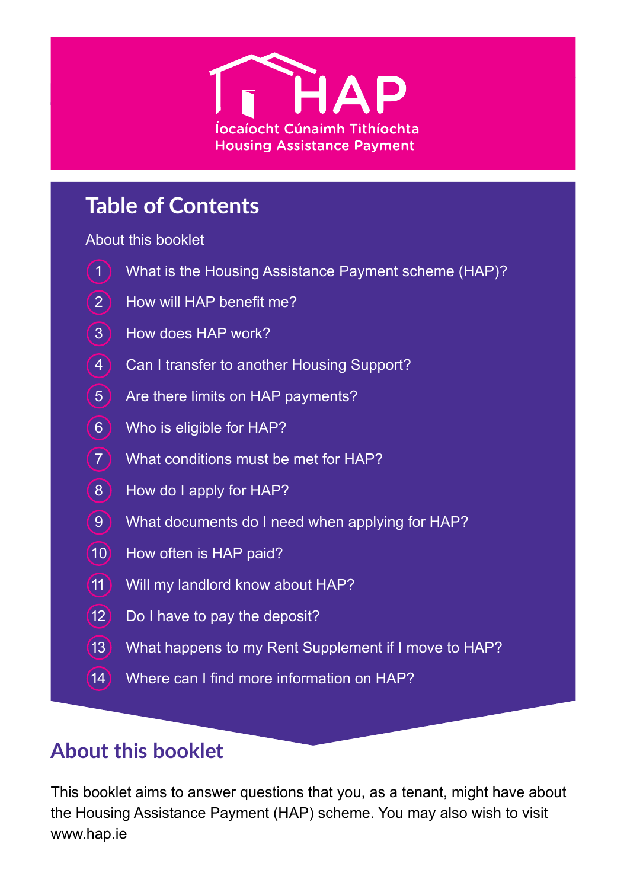# HAP

Íocaíocht Cúnaimh Tithíochta
Housing Assistance Payment

## Table of Contents

About this booklet

1. What is the Housing Assistance Payment scheme (HAP)?
2. How will HAP benefit me?
3. How does HAP work?
4. Can I transfer to another Housing Support?
5. Are there limits on HAP payments?
6. Who is eligible for HAP?
7. What conditions must be met for HAP?
8. How do I apply for HAP?
9. What documents do I need when applying for HAP?
10. How often is HAP paid?
11. Will my landlord know about HAP?
12. Do I have to pay the deposit?
13. What happens to my Rent Supplement if I move to HAP?
14. Where can I find more information on HAP?

## About this booklet

This booklet aims to answer questions that you, as a tenant, might have about the Housing Assistance Payment (HAP) scheme. You may also wish to visit www.hap.ie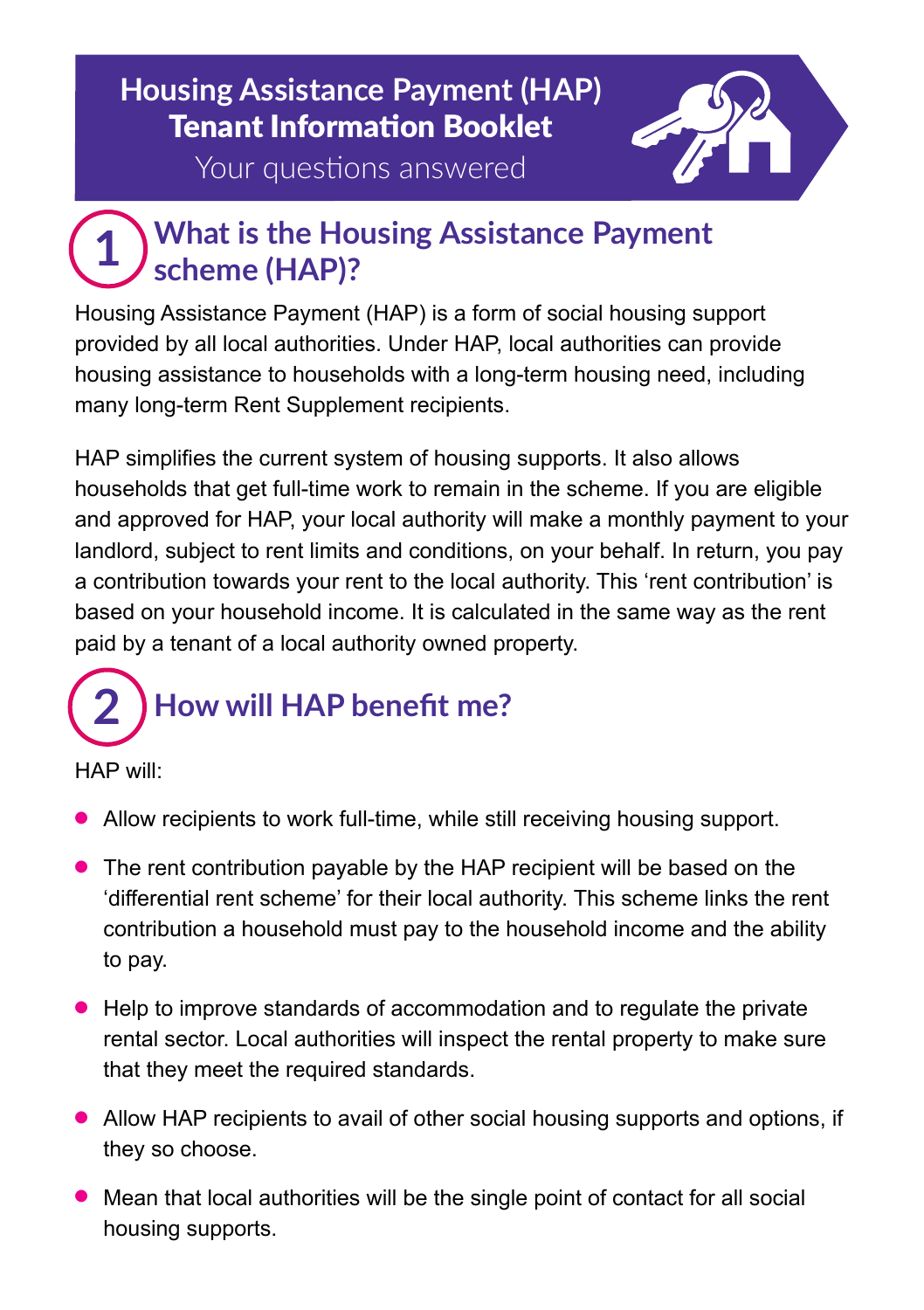# Housing Assistance Payment (HAP) Tenant Information Booklet

Your questions answered

## 1 What is the Housing Assistance Payment scheme (HAP)?

Housing Assistance Payment (HAP) is a form of social housing support provided by all local authorities. Under HAP, local authorities can provide housing assistance to households with a long-term housing need, including many long-term Rent Supplement recipients.

HAP simplifies the current system of housing supports. It also allows households that get full-time work to remain in the scheme. If you are eligible and approved for HAP, your local authority will make a monthly payment to your landlord, subject to rent limits and conditions, on your behalf. In return, you pay a contribution towards your rent to the local authority. This 'rent contribution' is based on your household income. It is calculated in the same way as the rent paid by a tenant of a local authority owned property.

## 2 How will HAP benefit me?

HAP will:

- Allow recipients to work full-time, while still receiving housing support.
- The rent contribution payable by the HAP recipient will be based on the 'differential rent scheme' for their local authority. This scheme links the rent contribution a household must pay to the household income and the ability to pay.
- Help to improve standards of accommodation and to regulate the private rental sector. Local authorities will inspect the rental property to make sure that they meet the required standards.
- Allow HAP recipients to avail of other social housing supports and options, if they so choose.
- Mean that local authorities will be the single point of contact for all social housing supports.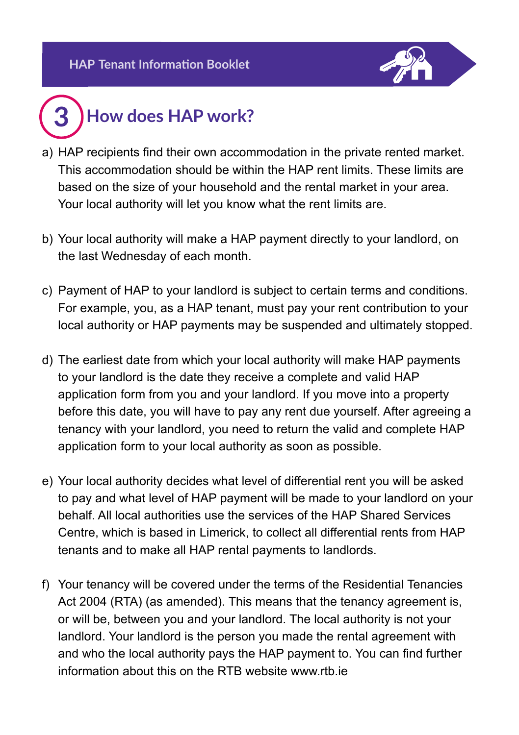# 3 How does HAP work?

a) HAP recipients find their own accommodation in the private rented market. This accommodation should be within the HAP rent limits. These limits are based on the size of your household and the rental market in your area. Your local authority will let you know what the rent limits are.

b) Your local authority will make a HAP payment directly to your landlord, on the last Wednesday of each month.

c) Payment of HAP to your landlord is subject to certain terms and conditions. For example, you, as a HAP tenant, must pay your rent contribution to your local authority or HAP payments may be suspended and ultimately stopped.

d) The earliest date from which your local authority will make HAP payments to your landlord is the date they receive a complete and valid HAP application form from you and your landlord. If you move into a property before this date, you will have to pay any rent due yourself. After agreeing a tenancy with your landlord, you need to return the valid and complete HAP application form to your local authority as soon as possible.

e) Your local authority decides what level of differential rent you will be asked to pay and what level of HAP payment will be made to your landlord on your behalf. All local authorities use the services of the HAP Shared Services Centre, which is based in Limerick, to collect all differential rents from HAP tenants and to make all HAP rental payments to landlords.

f) Your tenancy will be covered under the terms of the Residential Tenancies Act 2004 (RTA) (as amended). This means that the tenancy agreement is, or will be, between you and your landlord. The local authority is not your landlord. Your landlord is the person you made the rental agreement with and who the local authority pays the HAP payment to. You can find further information about this on the RTB website www.rtb.ie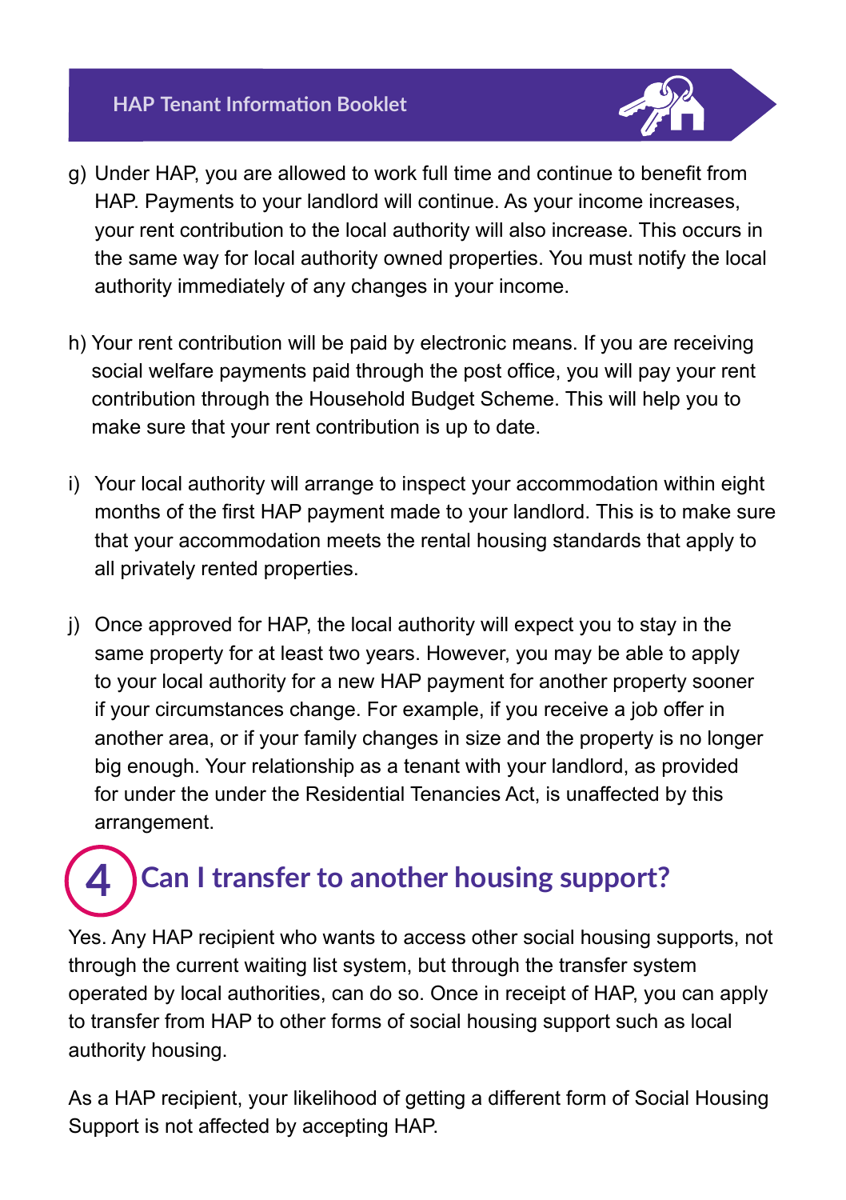g) Under HAP, you are allowed to work full time and continue to benefit from HAP. Payments to your landlord will continue. As your income increases, your rent contribution to the local authority will also increase. This occurs in the same way for local authority owned properties. You must notify the local authority immediately of any changes in your income.

h) Your rent contribution will be paid by electronic means. If you are receiving social welfare payments paid through the post office, you will pay your rent contribution through the Household Budget Scheme. This will help you to make sure that your rent contribution is up to date.

i) Your local authority will arrange to inspect your accommodation within eight months of the first HAP payment made to your landlord. This is to make sure that your accommodation meets the rental housing standards that apply to all privately rented properties.

j) Once approved for HAP, the local authority will expect you to stay in the same property for at least two years. However, you may be able to apply to your local authority for a new HAP payment for another property sooner if your circumstances change. For example, if you receive a job offer in another area, or if your family changes in size and the property is no longer big enough. Your relationship as a tenant with your landlord, as provided for under the under the Residential Tenancies Act, is unaffected by this arrangement.

## 4 Can I transfer to another housing support?

Yes. Any HAP recipient who wants to access other social housing supports, not through the current waiting list system, but through the transfer system operated by local authorities, can do so. Once in receipt of HAP, you can apply to transfer from HAP to other forms of social housing support such as local authority housing.

As a HAP recipient, your likelihood of getting a different form of Social Housing Support is not affected by accepting HAP.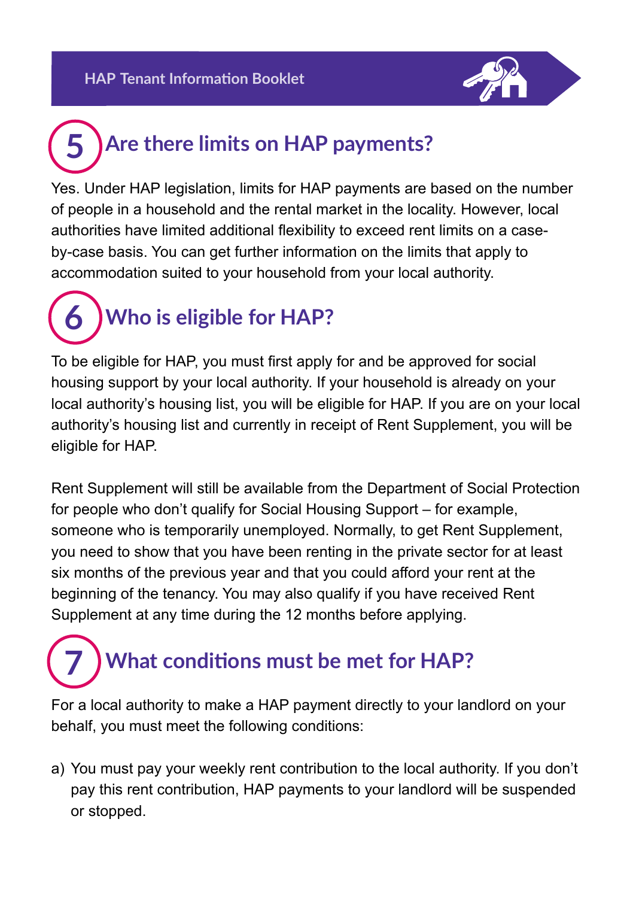## 5 Are there limits on HAP payments?

Yes. Under HAP legislation, limits for HAP payments are based on the number of people in a household and the rental market in the locality. However, local authorities have limited additional flexibility to exceed rent limits on a case-by-case basis. You can get further information on the limits that apply to accommodation suited to your household from your local authority.

## 6 Who is eligible for HAP?

To be eligible for HAP, you must first apply for and be approved for social housing support by your local authority. If your household is already on your local authority's housing list, you will be eligible for HAP. If you are on your local authority's housing list and currently in receipt of Rent Supplement, you will be eligible for HAP.

Rent Supplement will still be available from the Department of Social Protection for people who don't qualify for Social Housing Support – for example, someone who is temporarily unemployed. Normally, to get Rent Supplement, you need to show that you have been renting in the private sector for at least six months of the previous year and that you could afford your rent at the beginning of the tenancy. You may also qualify if you have received Rent Supplement at any time during the 12 months before applying.

## 7 What conditions must be met for HAP?

For a local authority to make a HAP payment directly to your landlord on your behalf, you must meet the following conditions:

a) You must pay your weekly rent contribution to the local authority. If you don't pay this rent contribution, HAP payments to your landlord will be suspended or stopped.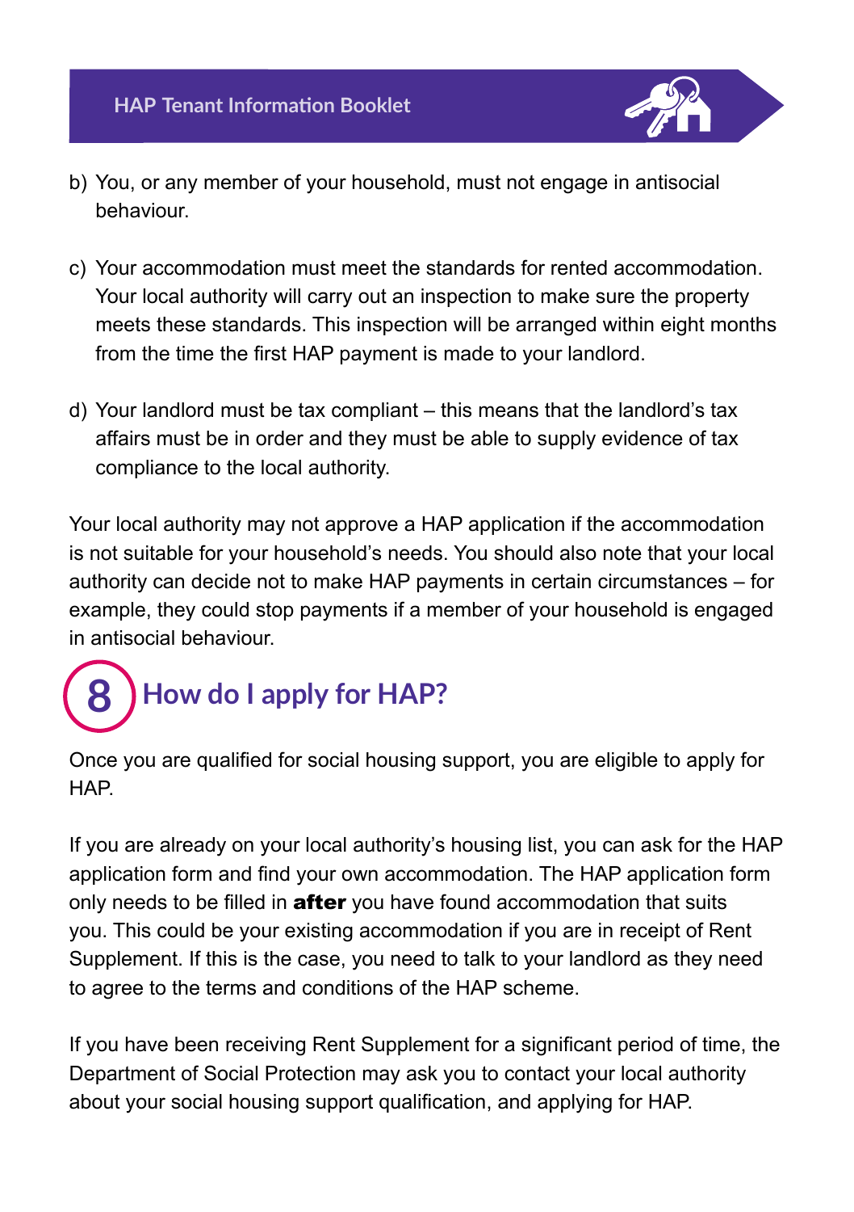b) You, or any member of your household, must not engage in antisocial behaviour.

c) Your accommodation must meet the standards for rented accommodation. Your local authority will carry out an inspection to make sure the property meets these standards. This inspection will be arranged within eight months from the time the first HAP payment is made to your landlord.

d) Your landlord must be tax compliant – this means that the landlord's tax affairs must be in order and they must be able to supply evidence of tax compliance to the local authority.

Your local authority may not approve a HAP application if the accommodation is not suitable for your household's needs. You should also note that your local authority can decide not to make HAP payments in certain circumstances – for example, they could stop payments if a member of your household is engaged in antisocial behaviour.

## 8 How do I apply for HAP?

Once you are qualified for social housing support, you are eligible to apply for HAP.

If you are already on your local authority's housing list, you can ask for the HAP application form and find your own accommodation. The HAP application form only needs to be filled in **after** you have found accommodation that suits you. This could be your existing accommodation if you are in receipt of Rent Supplement. If this is the case, you need to talk to your landlord as they need to agree to the terms and conditions of the HAP scheme.

If you have been receiving Rent Supplement for a significant period of time, the Department of Social Protection may ask you to contact your local authority about your social housing support qualification, and applying for HAP.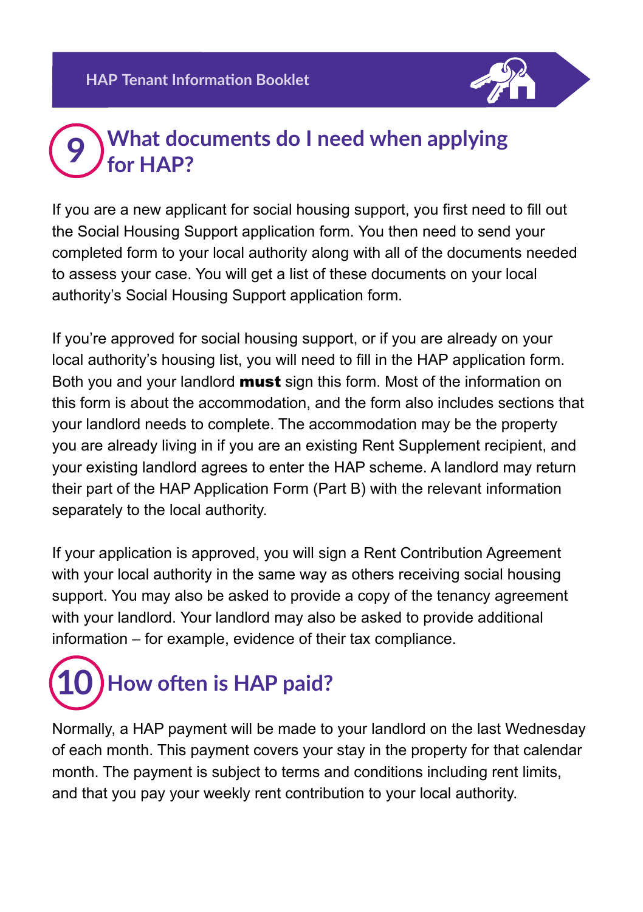## 9 What documents do I need when applying for HAP?

If you are a new applicant for social housing support, you first need to fill out the Social Housing Support application form. You then need to send your completed form to your local authority along with all of the documents needed to assess your case. You will get a list of these documents on your local authority's Social Housing Support application form.

If you're approved for social housing support, or if you are already on your local authority's housing list, you will need to fill in the HAP application form. Both you and your landlord **must** sign this form. Most of the information on this form is about the accommodation, and the form also includes sections that your landlord needs to complete. The accommodation may be the property you are already living in if you are an existing Rent Supplement recipient, and your existing landlord agrees to enter the HAP scheme. A landlord may return their part of the HAP Application Form (Part B) with the relevant information separately to the local authority.

If your application is approved, you will sign a Rent Contribution Agreement with your local authority in the same way as others receiving social housing support. You may also be asked to provide a copy of the tenancy agreement with your landlord. Your landlord may also be asked to provide additional information – for example, evidence of their tax compliance.

## 10 How often is HAP paid?

Normally, a HAP payment will be made to your landlord on the last Wednesday of each month. This payment covers your stay in the property for that calendar month. The payment is subject to terms and conditions including rent limits, and that you pay your weekly rent contribution to your local authority.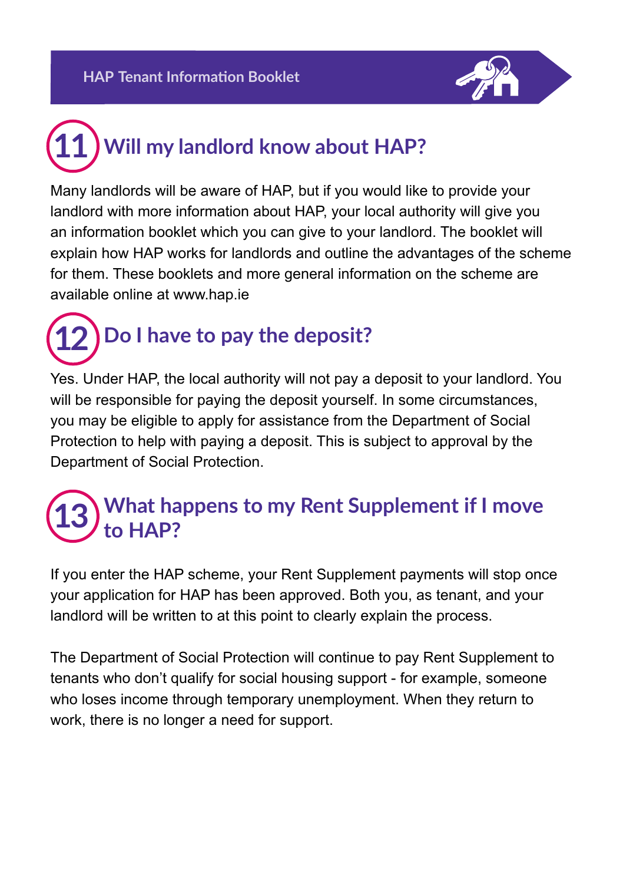## 11 Will my landlord know about HAP?

Many landlords will be aware of HAP, but if you would like to provide your landlord with more information about HAP, your local authority will give you an information booklet which you can give to your landlord. The booklet will explain how HAP works for landlords and outline the advantages of the scheme for them. These booklets and more general information on the scheme are available online at www.hap.ie

## 12 Do I have to pay the deposit?

Yes. Under HAP, the local authority will not pay a deposit to your landlord. You will be responsible for paying the deposit yourself. In some circumstances, you may be eligible to apply for assistance from the Department of Social Protection to help with paying a deposit. This is subject to approval by the Department of Social Protection.

## 13 What happens to my Rent Supplement if I move to HAP?

If you enter the HAP scheme, your Rent Supplement payments will stop once your application for HAP has been approved. Both you, as tenant, and your landlord will be written to at this point to clearly explain the process.

The Department of Social Protection will continue to pay Rent Supplement to tenants who don't qualify for social housing support - for example, someone who loses income through temporary unemployment. When they return to work, there is no longer a need for support.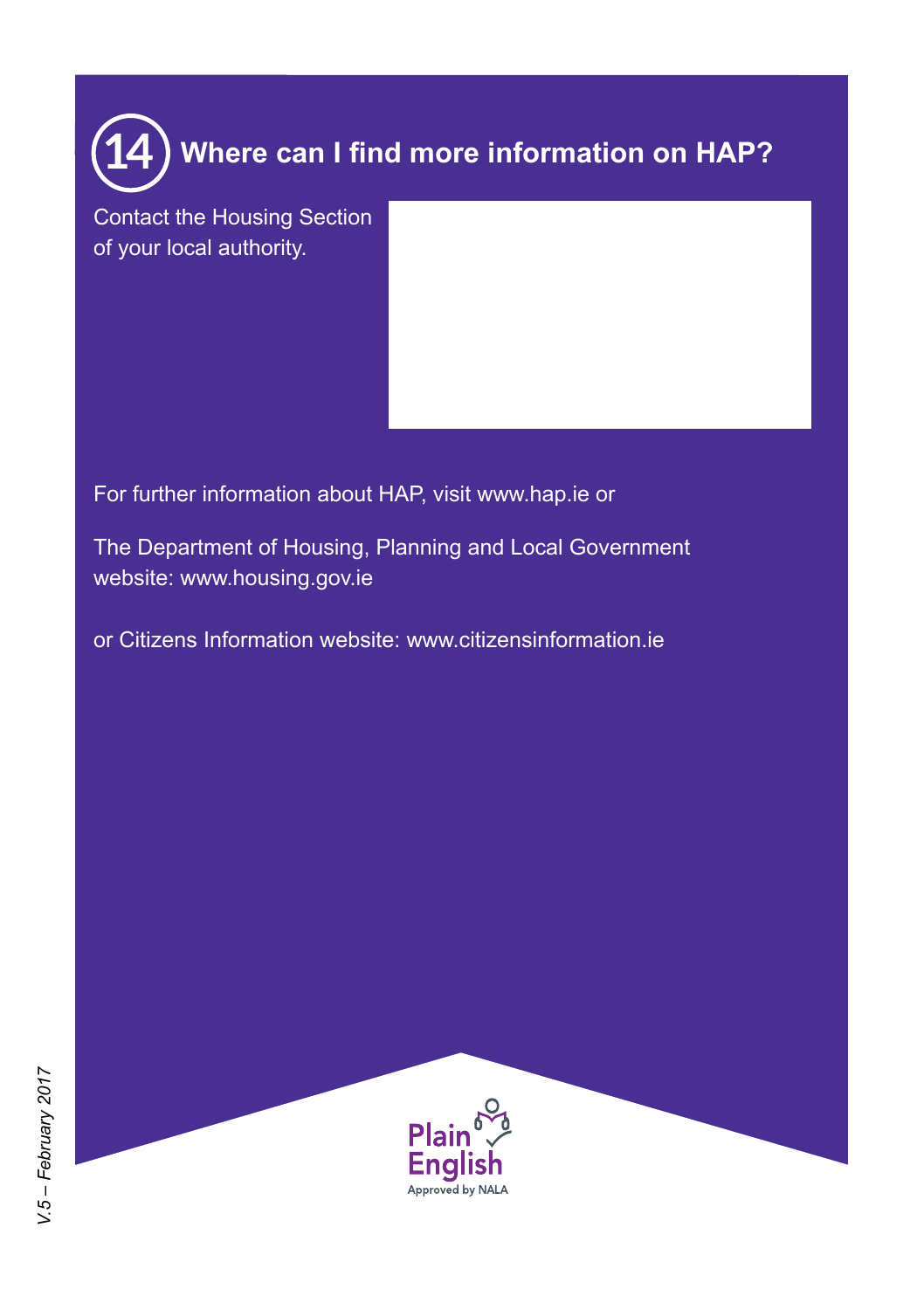## 14 Where can I find more information on HAP?

Contact the Housing Section of your local authority.

For further information about HAP, visit www.hap.ie or

The Department of Housing, Planning and Local Government website: www.housing.gov.ie

or Citizens Information website: www.citizensinformation.ie

Plain English
Approved by NALA

*V.5 – February 2017*